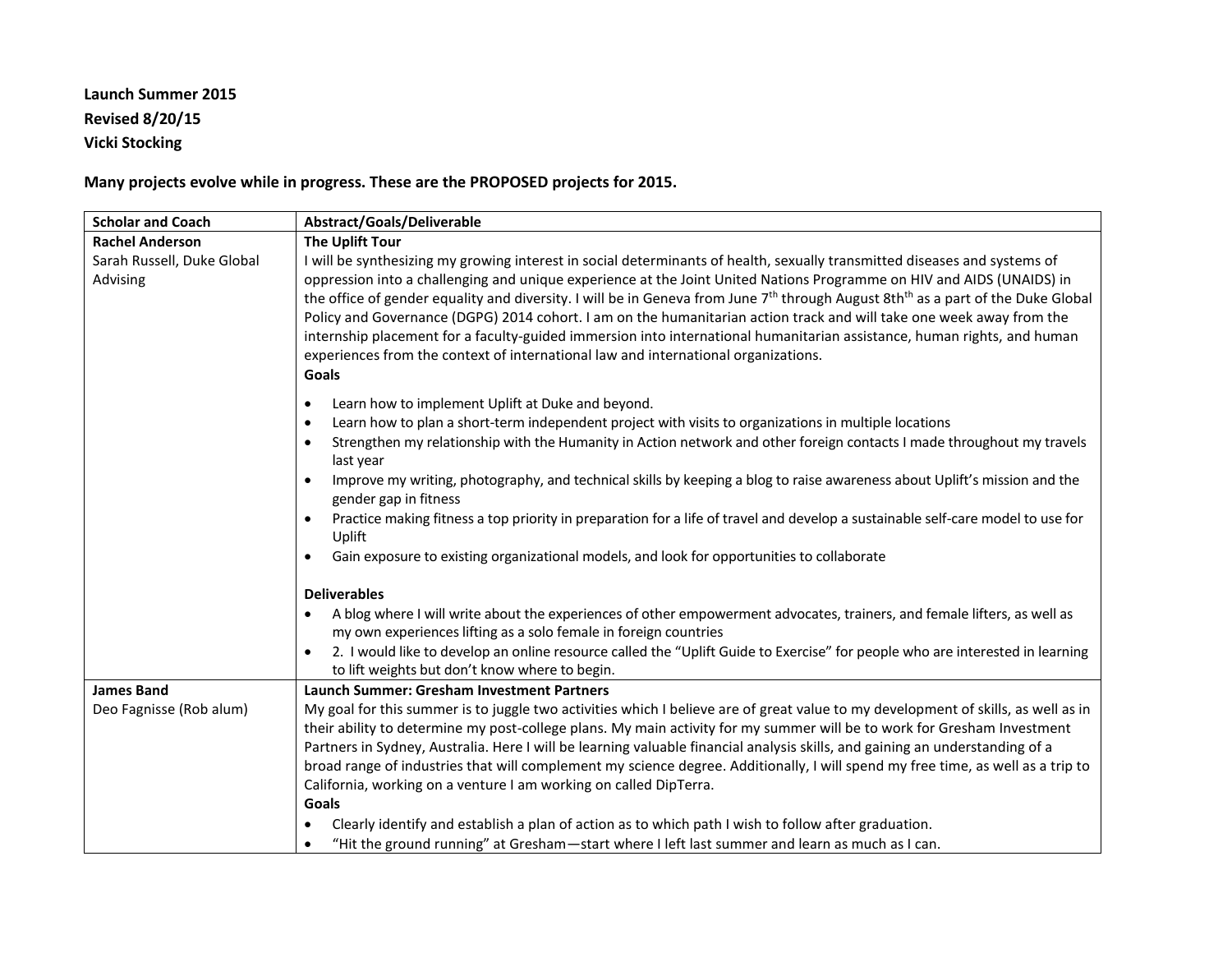**Launch Summer 2015**
**Revised 8/20/15**
**Vicki Stocking**

**Many projects evolve while in progress. These are the PROPOSED projects for 2015.**

| Scholar and Coach | Abstract/Goals/Deliverable |
| --- | --- |
| **Rachel Anderson**<br>Sarah Russell, Duke Global Advising | **The Uplift Tour**<br>I will be synthesizing my growing interest in social determinants of health, sexually transmitted diseases and systems of oppression into a challenging and unique experience at the Joint United Nations Programme on HIV and AIDS (UNAIDS) in the office of gender equality and diversity. I will be in Geneva from June 7th through August 8thth as a part of the Duke Global Policy and Governance (DGPG) 2014 cohort. I am on the humanitarian action track and will take one week away from the internship placement for a faculty-guided immersion into international humanitarian assistance, human rights, and human experiences from the context of international law and international organizations.<br>**Goals**<br>• Learn how to implement Uplift at Duke and beyond.<br>• Learn how to plan a short-term independent project with visits to organizations in multiple locations<br>• Strengthen my relationship with the Humanity in Action network and other foreign contacts I made throughout my travels last year<br>• Improve my writing, photography, and technical skills by keeping a blog to raise awareness about Uplift's mission and the gender gap in fitness<br>• Practice making fitness a top priority in preparation for a life of travel and develop a sustainable self-care model to use for Uplift<br>• Gain exposure to existing organizational models, and look for opportunities to collaborate<br><br>**Deliverables**<br>• A blog where I will write about the experiences of other empowerment advocates, trainers, and female lifters, as well as my own experiences lifting as a solo female in foreign countries<br>• 2. I would like to develop an online resource called the "Uplift Guide to Exercise" for people who are interested in learning to lift weights but don't know where to begin. |
| **James Band**<br>Deo Fagnisse (Rob alum) | **Launch Summer: Gresham Investment Partners**<br>My goal for this summer is to juggle two activities which I believe are of great value to my development of skills, as well as in their ability to determine my post-college plans. My main activity for my summer will be to work for Gresham Investment Partners in Sydney, Australia. Here I will be learning valuable financial analysis skills, and gaining an understanding of a broad range of industries that will complement my science degree. Additionally, I will spend my free time, as well as a trip to California, working on a venture I am working on called DipTerra.<br>**Goals**<br>• Clearly identify and establish a plan of action as to which path I wish to follow after graduation.<br>• "Hit the ground running" at Gresham—start where I left last summer and learn as much as I can. |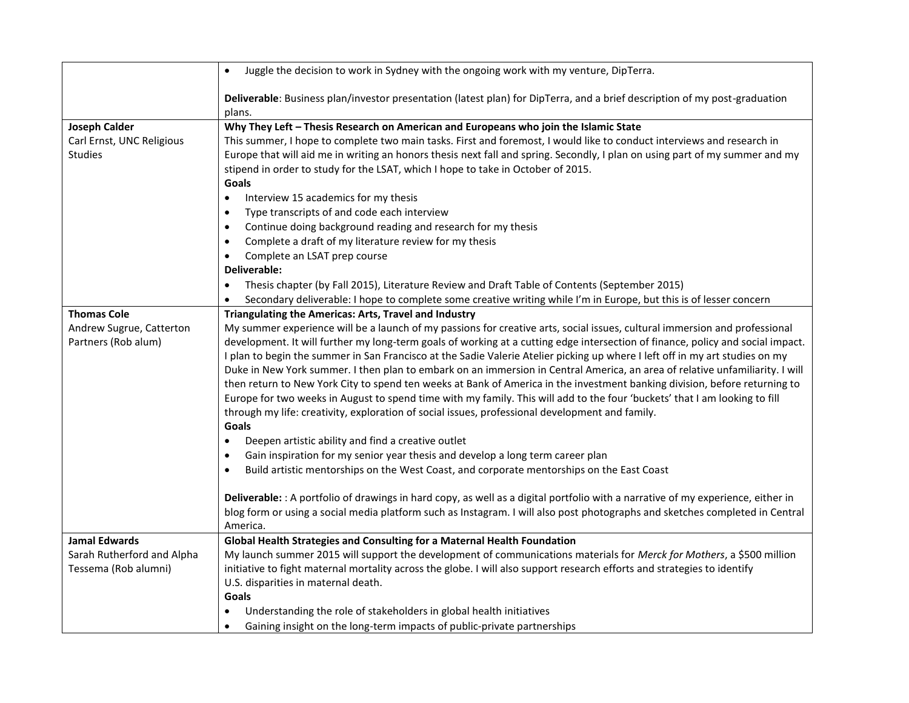| | |
|---|---|
| | • Juggle the decision to work in Sydney with the ongoing work with my venture, DipTerra.<br><br>**Deliverable**: Business plan/investor presentation (latest plan) for DipTerra, and a brief description of my post-graduation plans. |
| **Joseph Calder**<br>Carl Ernst, UNC Religious Studies | **Why They Left – Thesis Research on American and Europeans who join the Islamic State**<br>This summer, I hope to complete two main tasks. First and foremost, I would like to conduct interviews and research in Europe that will aid me in writing an honors thesis next fall and spring. Secondly, I plan on using part of my summer and my stipend in order to study for the LSAT, which I hope to take in October of 2015.<br>**Goals**<br>• Interview 15 academics for my thesis<br>• Type transcripts of and code each interview<br>• Continue doing background reading and research for my thesis<br>• Complete a draft of my literature review for my thesis<br>• Complete an LSAT prep course<br>**Deliverable:**<br>• Thesis chapter (by Fall 2015), Literature Review and Draft Table of Contents (September 2015)<br>• Secondary deliverable: I hope to complete some creative writing while I'm in Europe, but this is of lesser concern |
| **Thomas Cole**<br>Andrew Sugrue, Catterton Partners (Rob alum) | **Triangulating the Americas: Arts, Travel and Industry**<br>My summer experience will be a launch of my passions for creative arts, social issues, cultural immersion and professional development. It will further my long-term goals of working at a cutting edge intersection of finance, policy and social impact. I plan to begin the summer in San Francisco at the Sadie Valerie Atelier picking up where I left off in my art studies on my Duke in New York summer. I then plan to embark on an immersion in Central America, an area of relative unfamiliarity. I will then return to New York City to spend ten weeks at Bank of America in the investment banking division, before returning to Europe for two weeks in August to spend time with my family. This will add to the four 'buckets' that I am looking to fill through my life: creativity, exploration of social issues, professional development and family.<br>**Goals**<br>• Deepen artistic ability and find a creative outlet<br>• Gain inspiration for my senior year thesis and develop a long term career plan<br>• Build artistic mentorships on the West Coast, and corporate mentorships on the East Coast<br><br>**Deliverable:** : A portfolio of drawings in hard copy, as well as a digital portfolio with a narrative of my experience, either in blog form or using a social media platform such as Instagram. I will also post photographs and sketches completed in Central America. |
| **Jamal Edwards**<br>Sarah Rutherford and Alpha Tessema (Rob alumni) | **Global Health Strategies and Consulting for a Maternal Health Foundation**<br>My launch summer 2015 will support the development of communications materials for *Merck for Mothers*, a $500 million initiative to fight maternal mortality across the globe. I will also support research efforts and strategies to identify U.S. disparities in maternal death.<br>**Goals**<br>• Understanding the role of stakeholders in global health initiatives<br>• Gaining insight on the long-term impacts of public-private partnerships |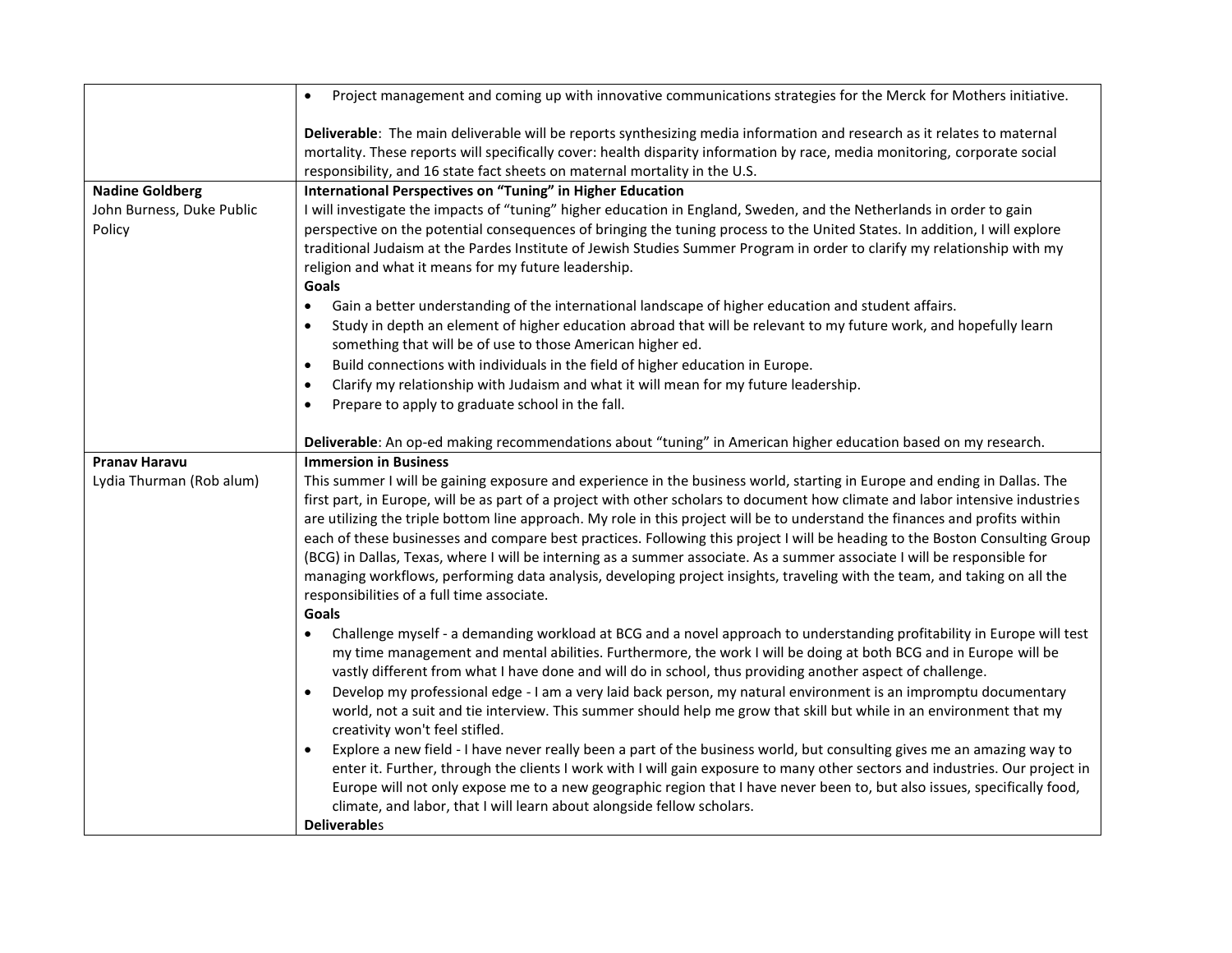| | |
|---|---|
| | • Project management and coming up with innovative communications strategies for the Merck for Mothers initiative.<br><br>**Deliverable**: The main deliverable will be reports synthesizing media information and research as it relates to maternal mortality. These reports will specifically cover: health disparity information by race, media monitoring, corporate social responsibility, and 16 state fact sheets on maternal mortality in the U.S. |
| **Nadine Goldberg**<br>John Burness, Duke Public Policy | **International Perspectives on "Tuning" in Higher Education**<br>I will investigate the impacts of "tuning" higher education in England, Sweden, and the Netherlands in order to gain perspective on the potential consequences of bringing the tuning process to the United States. In addition, I will explore traditional Judaism at the Pardes Institute of Jewish Studies Summer Program in order to clarify my relationship with my religion and what it means for my future leadership.<br>**Goals**<br>• Gain a better understanding of the international landscape of higher education and student affairs.<br>• Study in depth an element of higher education abroad that will be relevant to my future work, and hopefully learn something that will be of use to those American higher ed.<br>• Build connections with individuals in the field of higher education in Europe.<br>• Clarify my relationship with Judaism and what it will mean for my future leadership.<br>• Prepare to apply to graduate school in the fall.<br><br>**Deliverable**: An op-ed making recommendations about "tuning" in American higher education based on my research. |
| **Pranav Haravu**<br>Lydia Thurman (Rob alum) | **Immersion in Business**<br>This summer I will be gaining exposure and experience in the business world, starting in Europe and ending in Dallas. The first part, in Europe, will be as part of a project with other scholars to document how climate and labor intensive industries are utilizing the triple bottom line approach. My role in this project will be to understand the finances and profits within each of these businesses and compare best practices. Following this project I will be heading to the Boston Consulting Group (BCG) in Dallas, Texas, where I will be interning as a summer associate. As a summer associate I will be responsible for managing workflows, performing data analysis, developing project insights, traveling with the team, and taking on all the responsibilities of a full time associate.<br>**Goals**<br>• Challenge myself - a demanding workload at BCG and a novel approach to understanding profitability in Europe will test my time management and mental abilities. Furthermore, the work I will be doing at both BCG and in Europe will be vastly different from what I have done and will do in school, thus providing another aspect of challenge.<br>• Develop my professional edge - I am a very laid back person, my natural environment is an impromptu documentary world, not a suit and tie interview. This summer should help me grow that skill but while in an environment that my creativity won't feel stifled.<br>• Explore a new field - I have never really been a part of the business world, but consulting gives me an amazing way to enter it. Further, through the clients I work with I will gain exposure to many other sectors and industries. Our project in Europe will not only expose me to a new geographic region that I have never been to, but also issues, specifically food, climate, and labor, that I will learn about alongside fellow scholars.<br>**Deliverables** |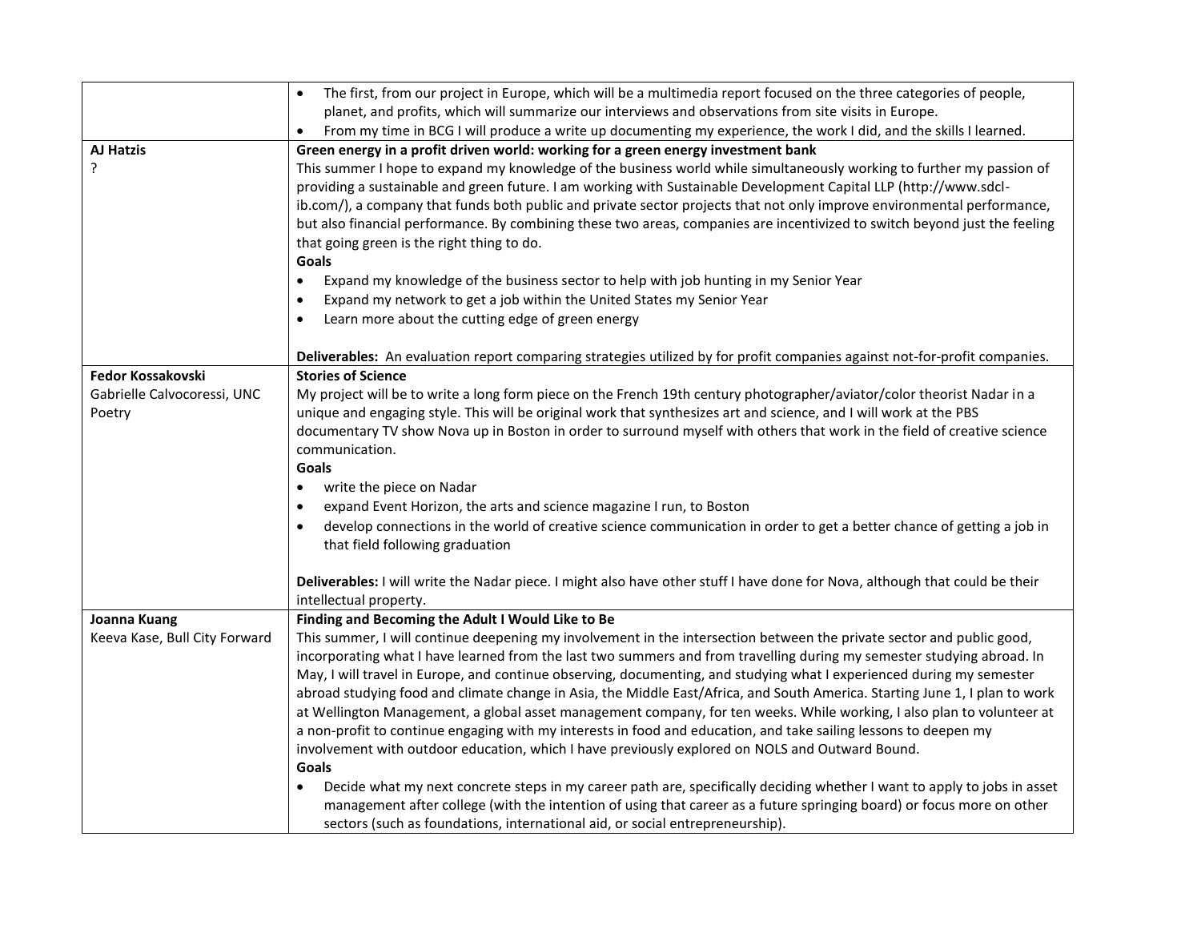| | |
|---|---|
| | • The first, from our project in Europe, which will be a multimedia report focused on the three categories of people, planet, and profits, which will summarize our interviews and observations from site visits in Europe.<br>• From my time in BCG I will produce a write up documenting my experience, the work I did, and the skills I learned. |
| **AJ Hatzis**<br>? | **Green energy in a profit driven world: working for a green energy investment bank**<br>This summer I hope to expand my knowledge of the business world while simultaneously working to further my passion of providing a sustainable and green future. I am working with Sustainable Development Capital LLP (http://www.sdcl-ib.com/), a company that funds both public and private sector projects that not only improve environmental performance, but also financial performance. By combining these two areas, companies are incentivized to switch beyond just the feeling that going green is the right thing to do.<br>**Goals**<br>• Expand my knowledge of the business sector to help with job hunting in my Senior Year<br>• Expand my network to get a job within the United States my Senior Year<br>• Learn more about the cutting edge of green energy<br><br>**Deliverables:** An evaluation report comparing strategies utilized by for profit companies against not-for-profit companies. |
| **Fedor Kossakovski**<br>Gabrielle Calvocoressi, UNC Poetry | **Stories of Science**<br>My project will be to write a long form piece on the French 19th century photographer/aviator/color theorist Nadar in a unique and engaging style. This will be original work that synthesizes art and science, and I will work at the PBS documentary TV show Nova up in Boston in order to surround myself with others that work in the field of creative science communication.<br>**Goals**<br>• write the piece on Nadar<br>• expand Event Horizon, the arts and science magazine I run, to Boston<br>• develop connections in the world of creative science communication in order to get a better chance of getting a job in that field following graduation<br><br>**Deliverables:** I will write the Nadar piece. I might also have other stuff I have done for Nova, although that could be their intellectual property. |
| **Joanna Kuang**<br>Keeva Kase, Bull City Forward | **Finding and Becoming the Adult I Would Like to Be**<br>This summer, I will continue deepening my involvement in the intersection between the private sector and public good, incorporating what I have learned from the last two summers and from travelling during my semester studying abroad. In May, I will travel in Europe, and continue observing, documenting, and studying what I experienced during my semester abroad studying food and climate change in Asia, the Middle East/Africa, and South America. Starting June 1, I plan to work at Wellington Management, a global asset management company, for ten weeks. While working, I also plan to volunteer at a non-profit to continue engaging with my interests in food and education, and take sailing lessons to deepen my involvement with outdoor education, which I have previously explored on NOLS and Outward Bound.<br>**Goals**<br>• Decide what my next concrete steps in my career path are, specifically deciding whether I want to apply to jobs in asset management after college (with the intention of using that career as a future springing board) or focus more on other sectors (such as foundations, international aid, or social entrepreneurship). |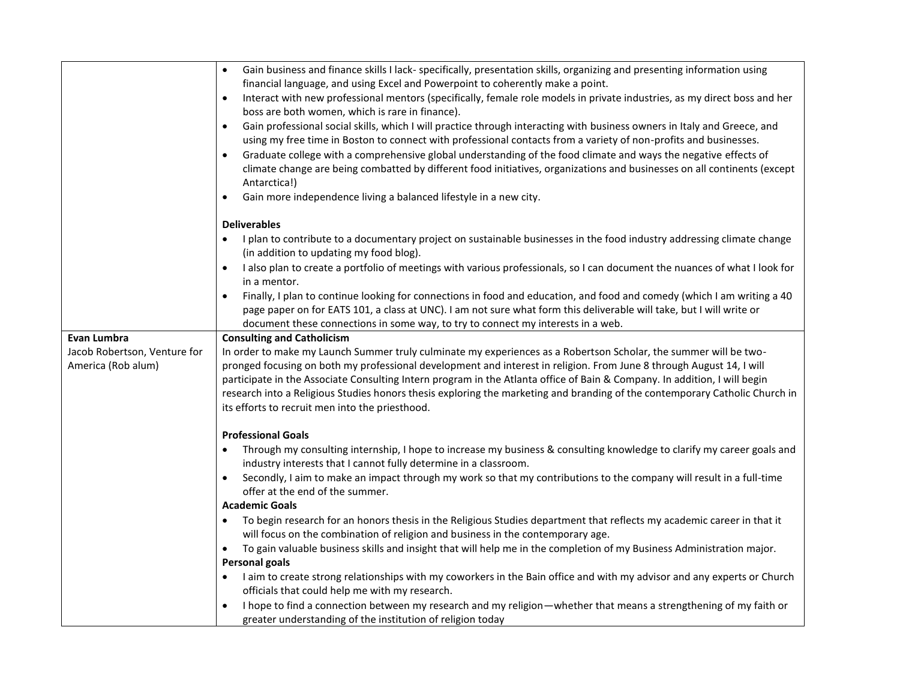| | |
|---|---|
| | • Gain business and finance skills I lack- specifically, presentation skills, organizing and presenting information using financial language, and using Excel and Powerpoint to coherently make a point.<br>• Interact with new professional mentors (specifically, female role models in private industries, as my direct boss and her boss are both women, which is rare in finance).<br>• Gain professional social skills, which I will practice through interacting with business owners in Italy and Greece, and using my free time in Boston to connect with professional contacts from a variety of non-profits and businesses.<br>• Graduate college with a comprehensive global understanding of the food climate and ways the negative effects of climate change are being combatted by different food initiatives, organizations and businesses on all continents (except Antarctica!)<br>• Gain more independence living a balanced lifestyle in a new city.<br><br>**Deliverables**<br>• I plan to contribute to a documentary project on sustainable businesses in the food industry addressing climate change (in addition to updating my food blog).<br>• I also plan to create a portfolio of meetings with various professionals, so I can document the nuances of what I look for in a mentor.<br>• Finally, I plan to continue looking for connections in food and education, and food and comedy (which I am writing a 40 page paper on for EATS 101, a class at UNC). I am not sure what form this deliverable will take, but I will write or document these connections in some way, to try to connect my interests in a web. |
| **Evan Lumbra**<br>Jacob Robertson, Venture for America (Rob alum) | **Consulting and Catholicism**<br>In order to make my Launch Summer truly culminate my experiences as a Robertson Scholar, the summer will be two-pronged focusing on both my professional development and interest in religion. From June 8 through August 14, I will participate in the Associate Consulting Intern program in the Atlanta office of Bain & Company. In addition, I will begin research into a Religious Studies honors thesis exploring the marketing and branding of the contemporary Catholic Church in its efforts to recruit men into the priesthood.<br><br>**Professional Goals**<br>• Through my consulting internship, I hope to increase my business & consulting knowledge to clarify my career goals and industry interests that I cannot fully determine in a classroom.<br>• Secondly, I aim to make an impact through my work so that my contributions to the company will result in a full-time offer at the end of the summer.<br>**Academic Goals**<br>• To begin research for an honors thesis in the Religious Studies department that reflects my academic career in that it will focus on the combination of religion and business in the contemporary age.<br>• To gain valuable business skills and insight that will help me in the completion of my Business Administration major.<br>**Personal goals**<br>• I aim to create strong relationships with my coworkers in the Bain office and with my advisor and any experts or Church officials that could help me with my research.<br>• I hope to find a connection between my research and my religion—whether that means a strengthening of my faith or greater understanding of the institution of religion today |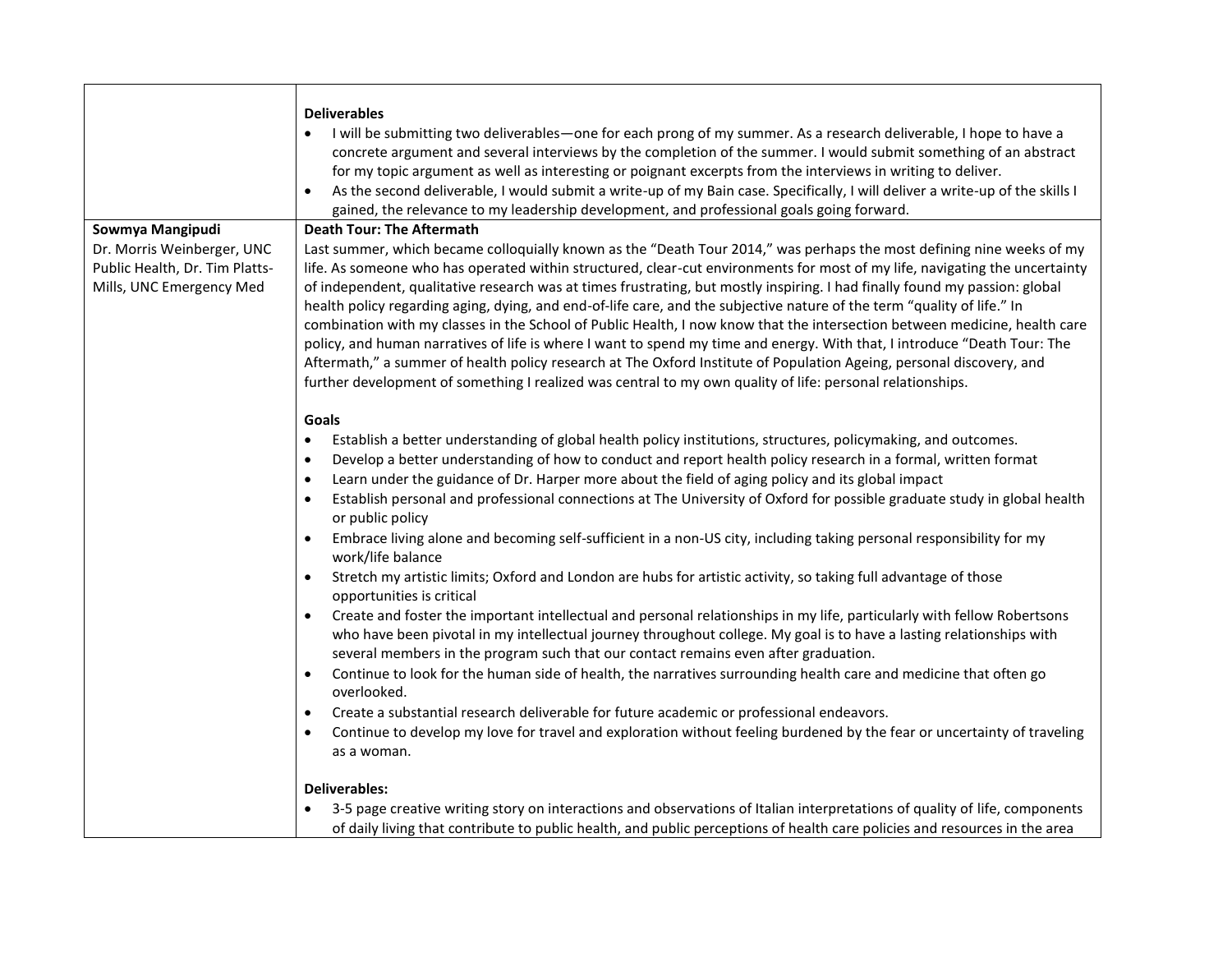| | |
|---|---|
| | **Deliverables**<br>• I will be submitting two deliverables—one for each prong of my summer. As a research deliverable, I hope to have a concrete argument and several interviews by the completion of the summer. I would submit something of an abstract for my topic argument as well as interesting or poignant excerpts from the interviews in writing to deliver.<br>• As the second deliverable, I would submit a write-up of my Bain case. Specifically, I will deliver a write-up of the skills I gained, the relevance to my leadership development, and professional goals going forward. |
| **Sowmya Mangipudi**<br>Dr. Morris Weinberger, UNC Public Health, Dr. Tim Platts-Mills, UNC Emergency Med | **Death Tour: The Aftermath**<br>Last summer, which became colloquially known as the "Death Tour 2014," was perhaps the most defining nine weeks of my life. As someone who has operated within structured, clear-cut environments for most of my life, navigating the uncertainty of independent, qualitative research was at times frustrating, but mostly inspiring. I had finally found my passion: global health policy regarding aging, dying, and end-of-life care, and the subjective nature of the term "quality of life." In combination with my classes in the School of Public Health, I now know that the intersection between medicine, health care policy, and human narratives of life is where I want to spend my time and energy. With that, I introduce "Death Tour: The Aftermath," a summer of health policy research at The Oxford Institute of Population Ageing, personal discovery, and further development of something I realized was central to my own quality of life: personal relationships.<br><br>**Goals**<br>• Establish a better understanding of global health policy institutions, structures, policymaking, and outcomes.<br>• Develop a better understanding of how to conduct and report health policy research in a formal, written format<br>• Learn under the guidance of Dr. Harper more about the field of aging policy and its global impact<br>• Establish personal and professional connections at The University of Oxford for possible graduate study in global health or public policy<br>• Embrace living alone and becoming self-sufficient in a non-US city, including taking personal responsibility for my work/life balance<br>• Stretch my artistic limits; Oxford and London are hubs for artistic activity, so taking full advantage of those opportunities is critical<br>• Create and foster the important intellectual and personal relationships in my life, particularly with fellow Robertsons who have been pivotal in my intellectual journey throughout college. My goal is to have a lasting relationships with several members in the program such that our contact remains even after graduation.<br>• Continue to look for the human side of health, the narratives surrounding health care and medicine that often go overlooked.<br>• Create a substantial research deliverable for future academic or professional endeavors.<br>• Continue to develop my love for travel and exploration without feeling burdened by the fear or uncertainty of traveling as a woman.<br><br>**Deliverables:**<br>• 3-5 page creative writing story on interactions and observations of Italian interpretations of quality of life, components of daily living that contribute to public health, and public perceptions of health care policies and resources in the area |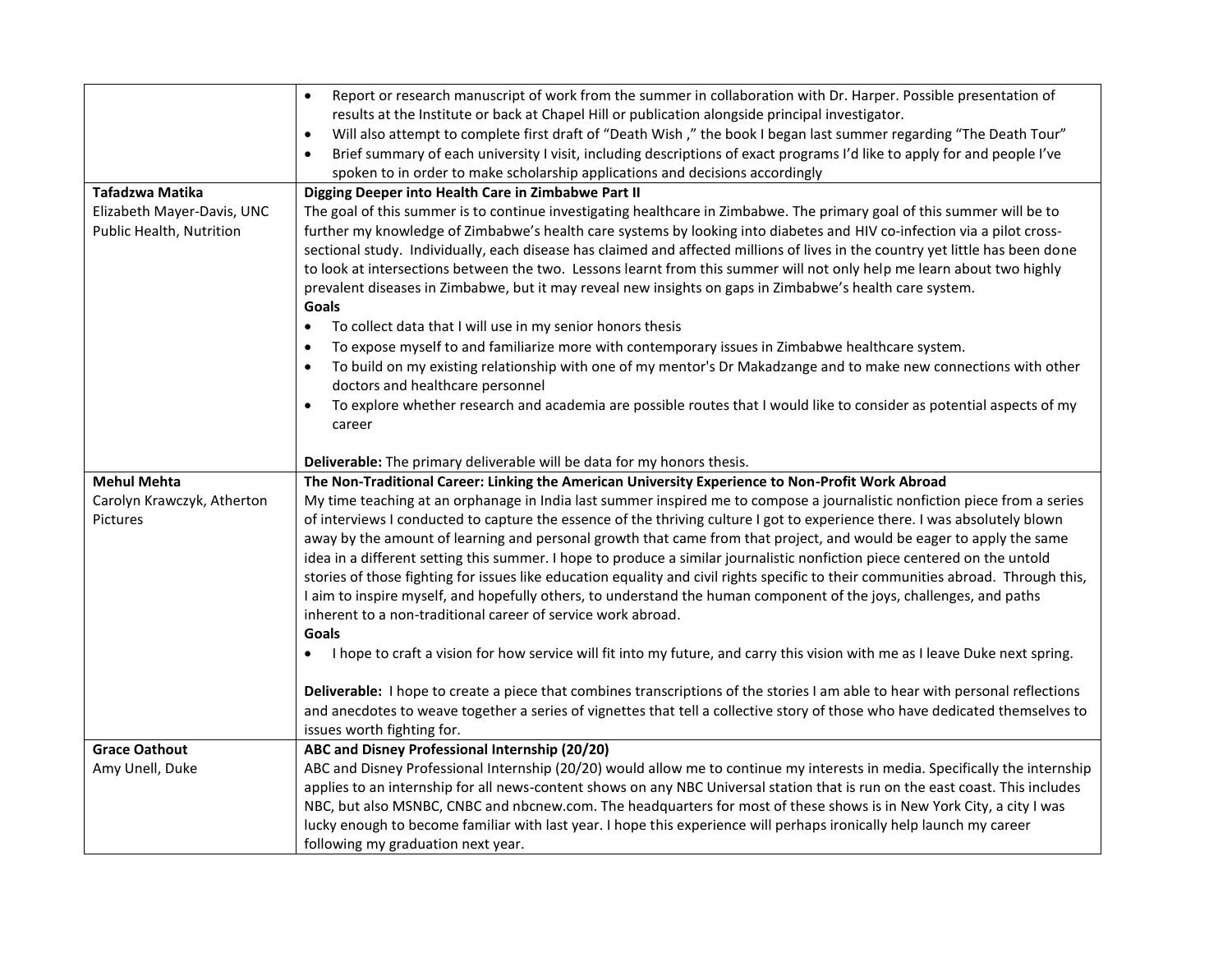| | |
|---|---|
| | • Report or research manuscript of work from the summer in collaboration with Dr. Harper. Possible presentation of results at the Institute or back at Chapel Hill or publication alongside principal investigator.<br>• Will also attempt to complete first draft of "Death Wish ," the book I began last summer regarding "The Death Tour"<br>• Brief summary of each university I visit, including descriptions of exact programs I'd like to apply for and people I've spoken to in order to make scholarship applications and decisions accordingly |
| **Tafadzwa Matika**<br>Elizabeth Mayer-Davis, UNC Public Health, Nutrition | **Digging Deeper into Health Care in Zimbabwe Part II**<br>The goal of this summer is to continue investigating healthcare in Zimbabwe. The primary goal of this summer will be to further my knowledge of Zimbabwe's health care systems by looking into diabetes and HIV co-infection via a pilot cross-sectional study. Individually, each disease has claimed and affected millions of lives in the country yet little has been done to look at intersections between the two. Lessons learnt from this summer will not only help me learn about two highly prevalent diseases in Zimbabwe, but it may reveal new insights on gaps in Zimbabwe's health care system.<br>**Goals**<br>• To collect data that I will use in my senior honors thesis<br>• To expose myself to and familiarize more with contemporary issues in Zimbabwe healthcare system.<br>• To build on my existing relationship with one of my mentor's Dr Makadzange and to make new connections with other doctors and healthcare personnel<br>• To explore whether research and academia are possible routes that I would like to consider as potential aspects of my career<br><br>**Deliverable:** The primary deliverable will be data for my honors thesis. |
| **Mehul Mehta**<br>Carolyn Krawczyk, Atherton Pictures | **The Non-Traditional Career: Linking the American University Experience to Non-Profit Work Abroad**<br>My time teaching at an orphanage in India last summer inspired me to compose a journalistic nonfiction piece from a series of interviews I conducted to capture the essence of the thriving culture I got to experience there. I was absolutely blown away by the amount of learning and personal growth that came from that project, and would be eager to apply the same idea in a different setting this summer. I hope to produce a similar journalistic nonfiction piece centered on the untold stories of those fighting for issues like education equality and civil rights specific to their communities abroad. Through this, I aim to inspire myself, and hopefully others, to understand the human component of the joys, challenges, and paths inherent to a non-traditional career of service work abroad.<br>**Goals**<br>• I hope to craft a vision for how service will fit into my future, and carry this vision with me as I leave Duke next spring.<br><br>**Deliverable:** I hope to create a piece that combines transcriptions of the stories I am able to hear with personal reflections and anecdotes to weave together a series of vignettes that tell a collective story of those who have dedicated themselves to issues worth fighting for. |
| **Grace Oathout**<br>Amy Unell, Duke | **ABC and Disney Professional Internship (20/20)**<br>ABC and Disney Professional Internship (20/20) would allow me to continue my interests in media. Specifically the internship applies to an internship for all news-content shows on any NBC Universal station that is run on the east coast. This includes NBC, but also MSNBC, CNBC and nbcnew.com. The headquarters for most of these shows is in New York City, a city I was lucky enough to become familiar with last year. I hope this experience will perhaps ironically help launch my career following my graduation next year. |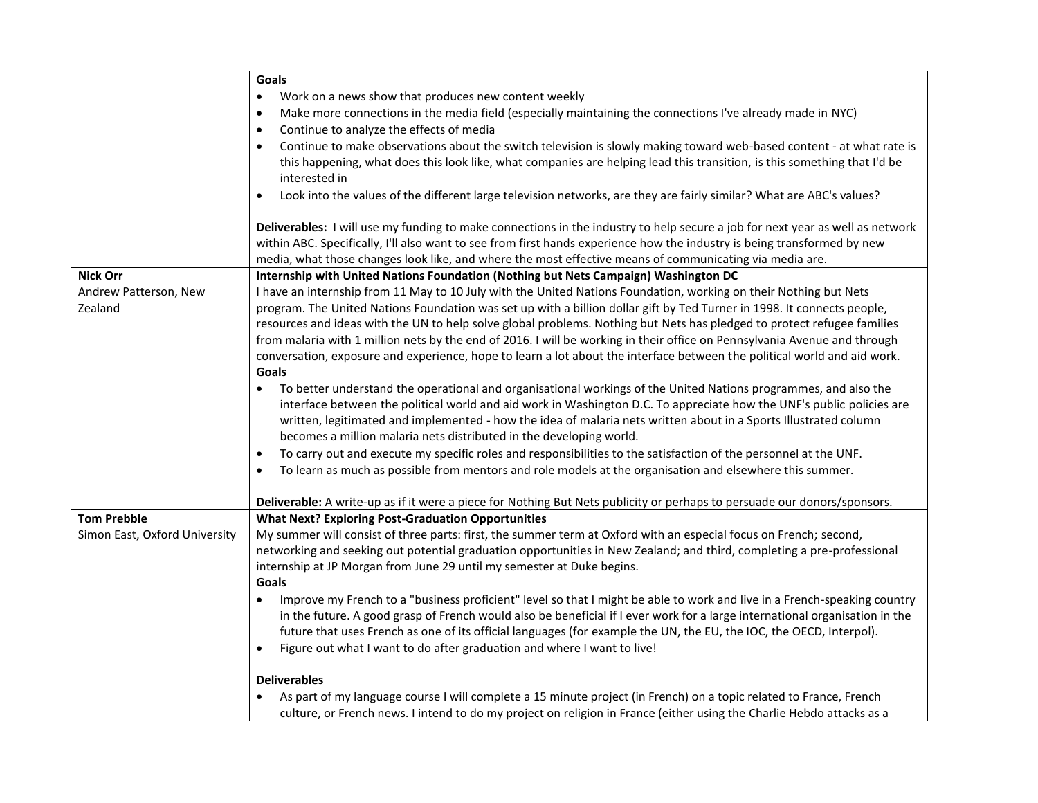| | |
|---|---|
| | **Goals**<br>• Work on a news show that produces new content weekly<br>• Make more connections in the media field (especially maintaining the connections I've already made in NYC)<br>• Continue to analyze the effects of media<br>• Continue to make observations about the switch television is slowly making toward web-based content - at what rate is this happening, what does this look like, what companies are helping lead this transition, is this something that I'd be interested in<br>• Look into the values of the different large television networks, are they are fairly similar? What are ABC's values?<br><br>**Deliverables:** I will use my funding to make connections in the industry to help secure a job for next year as well as network within ABC. Specifically, I'll also want to see from first hands experience how the industry is being transformed by new media, what those changes look like, and where the most effective means of communicating via media are. |
| **Nick Orr**<br>Andrew Patterson, New Zealand | **Internship with United Nations Foundation (Nothing but Nets Campaign) Washington DC**<br>I have an internship from 11 May to 10 July with the United Nations Foundation, working on their Nothing but Nets program. The United Nations Foundation was set up with a billion dollar gift by Ted Turner in 1998. It connects people, resources and ideas with the UN to help solve global problems. Nothing but Nets has pledged to protect refugee families from malaria with 1 million nets by the end of 2016. I will be working in their office on Pennsylvania Avenue and through conversation, exposure and experience, hope to learn a lot about the interface between the political world and aid work.<br>**Goals**<br>• To better understand the operational and organisational workings of the United Nations programmes, and also the interface between the political world and aid work in Washington D.C. To appreciate how the UNF's public policies are written, legitimated and implemented - how the idea of malaria nets written about in a Sports Illustrated column becomes a million malaria nets distributed in the developing world.<br>• To carry out and execute my specific roles and responsibilities to the satisfaction of the personnel at the UNF.<br>• To learn as much as possible from mentors and role models at the organisation and elsewhere this summer.<br><br>**Deliverable:** A write-up as if it were a piece for Nothing But Nets publicity or perhaps to persuade our donors/sponsors. |
| **Tom Prebble**<br>Simon East, Oxford University | **What Next? Exploring Post-Graduation Opportunities**<br>My summer will consist of three parts: first, the summer term at Oxford with an especial focus on French; second, networking and seeking out potential graduation opportunities in New Zealand; and third, completing a pre-professional internship at JP Morgan from June 29 until my semester at Duke begins.<br>**Goals**<br>• Improve my French to a "business proficient" level so that I might be able to work and live in a French-speaking country in the future. A good grasp of French would also be beneficial if I ever work for a large international organisation in the future that uses French as one of its official languages (for example the UN, the EU, the IOC, the OECD, Interpol).<br>• Figure out what I want to do after graduation and where I want to live!<br><br>**Deliverables**<br>• As part of my language course I will complete a 15 minute project (in French) on a topic related to France, French culture, or French news. I intend to do my project on religion in France (either using the Charlie Hebdo attacks as a |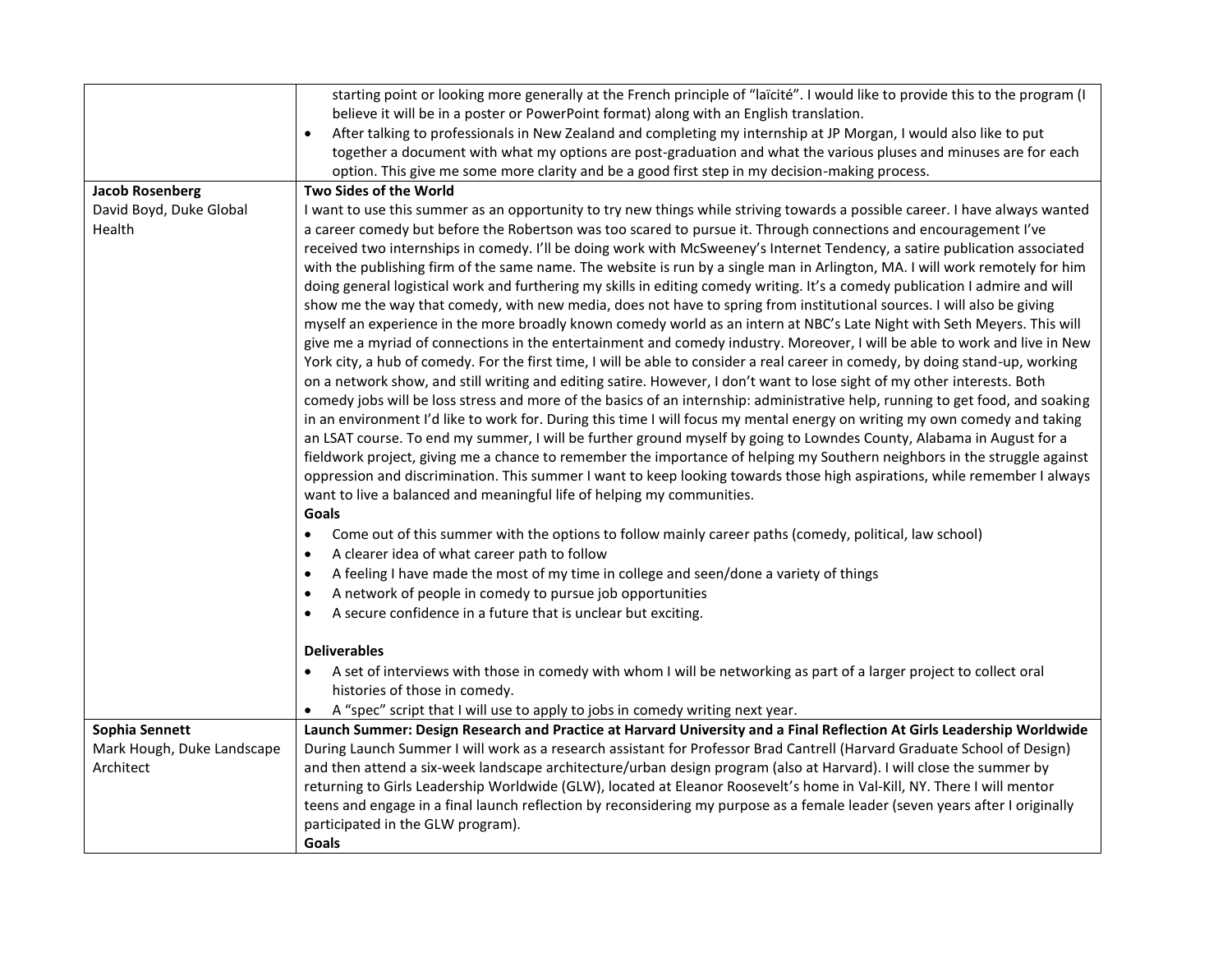| | |
|---|---|
| | starting point or looking more generally at the French principle of "laïcité". I would like to provide this to the program (I believe it will be in a poster or PowerPoint format) along with an English translation.<br>• After talking to professionals in New Zealand and completing my internship at JP Morgan, I would also like to put together a document with what my options are post-graduation and what the various pluses and minuses are for each option. This give me some more clarity and be a good first step in my decision-making process. |
| **Jacob Rosenberg**<br>David Boyd, Duke Global Health | **Two Sides of the World**<br>I want to use this summer as an opportunity to try new things while striving towards a possible career. I have always wanted a career comedy but before the Robertson was too scared to pursue it. Through connections and encouragement I've received two internships in comedy. I'll be doing work with McSweeney's Internet Tendency, a satire publication associated with the publishing firm of the same name. The website is run by a single man in Arlington, MA. I will work remotely for him doing general logistical work and furthering my skills in editing comedy writing. It's a comedy publication I admire and will show me the way that comedy, with new media, does not have to spring from institutional sources. I will also be giving myself an experience in the more broadly known comedy world as an intern at NBC's Late Night with Seth Meyers. This will give me a myriad of connections in the entertainment and comedy industry. Moreover, I will be able to work and live in New York city, a hub of comedy. For the first time, I will be able to consider a real career in comedy, by doing stand-up, working on a network show, and still writing and editing satire. However, I don't want to lose sight of my other interests. Both comedy jobs will be loss stress and more of the basics of an internship: administrative help, running to get food, and soaking in an environment I'd like to work for. During this time I will focus my mental energy on writing my own comedy and taking an LSAT course. To end my summer, I will be further ground myself by going to Lowndes County, Alabama in August for a fieldwork project, giving me a chance to remember the importance of helping my Southern neighbors in the struggle against oppression and discrimination. This summer I want to keep looking towards those high aspirations, while remember I always want to live a balanced and meaningful life of helping my communities.<br>**Goals**<br>• Come out of this summer with the options to follow mainly career paths (comedy, political, law school)<br>• A clearer idea of what career path to follow<br>• A feeling I have made the most of my time in college and seen/done a variety of things<br>• A network of people in comedy to pursue job opportunities<br>• A secure confidence in a future that is unclear but exciting.<br><br>**Deliverables**<br>• A set of interviews with those in comedy with whom I will be networking as part of a larger project to collect oral histories of those in comedy.<br>• A "spec" script that I will use to apply to jobs in comedy writing next year. |
| **Sophia Sennett**<br>Mark Hough, Duke Landscape Architect | **Launch Summer: Design Research and Practice at Harvard University and a Final Reflection At Girls Leadership Worldwide**<br>During Launch Summer I will work as a research assistant for Professor Brad Cantrell (Harvard Graduate School of Design) and then attend a six-week landscape architecture/urban design program (also at Harvard). I will close the summer by returning to Girls Leadership Worldwide (GLW), located at Eleanor Roosevelt's home in Val-Kill, NY. There I will mentor teens and engage in a final launch reflection by reconsidering my purpose as a female leader (seven years after I originally participated in the GLW program).<br>**Goals** |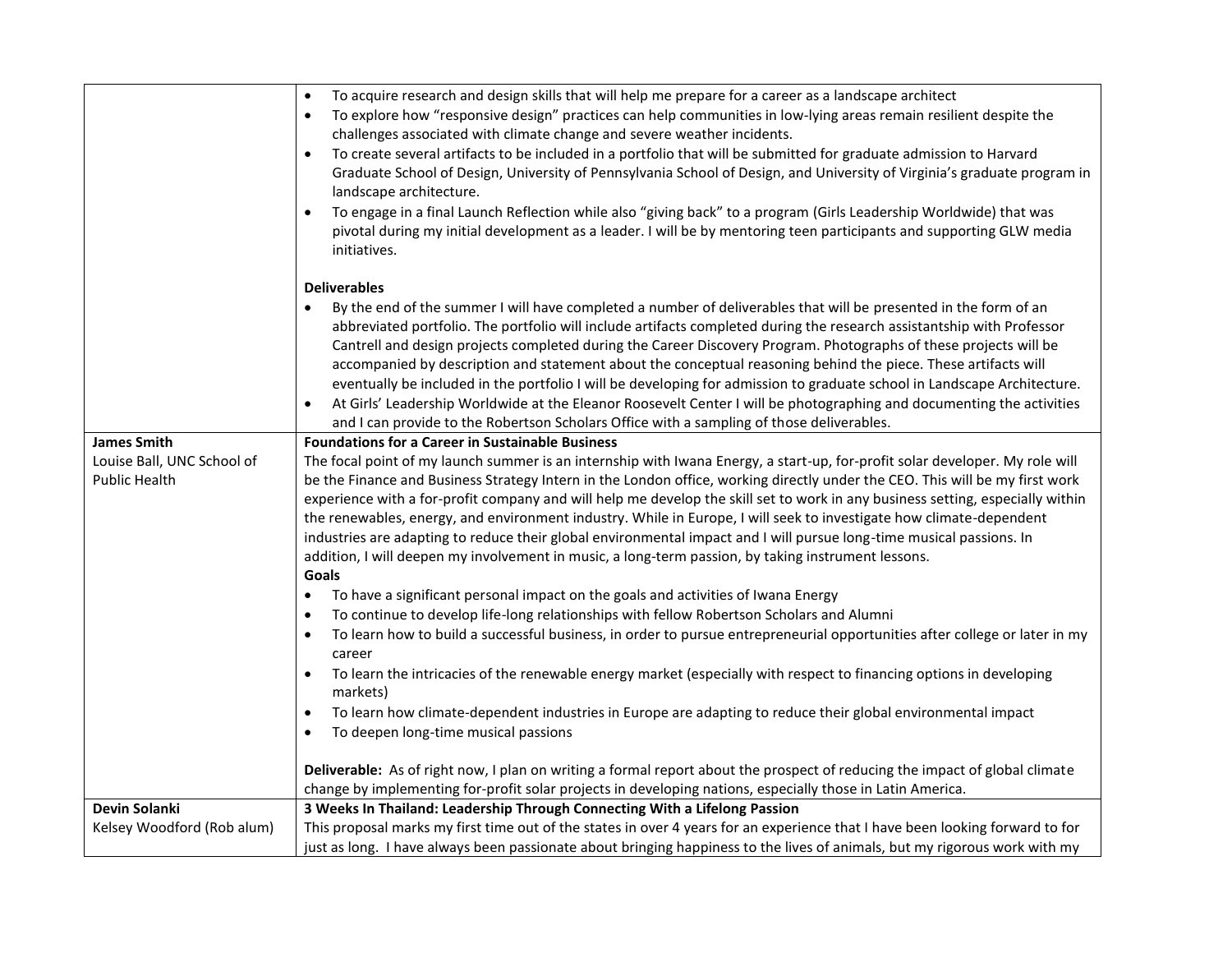| | |
|---|---|
| | • To acquire research and design skills that will help me prepare for a career as a landscape architect<br>• To explore how "responsive design" practices can help communities in low-lying areas remain resilient despite the challenges associated with climate change and severe weather incidents.<br>• To create several artifacts to be included in a portfolio that will be submitted for graduate admission to Harvard Graduate School of Design, University of Pennsylvania School of Design, and University of Virginia's graduate program in landscape architecture.<br>• To engage in a final Launch Reflection while also "giving back" to a program (Girls Leadership Worldwide) that was pivotal during my initial development as a leader. I will be by mentoring teen participants and supporting GLW media initiatives.<br><br>**Deliverables**<br>• By the end of the summer I will have completed a number of deliverables that will be presented in the form of an abbreviated portfolio. The portfolio will include artifacts completed during the research assistantship with Professor Cantrell and design projects completed during the Career Discovery Program. Photographs of these projects will be accompanied by description and statement about the conceptual reasoning behind the piece. These artifacts will eventually be included in the portfolio I will be developing for admission to graduate school in Landscape Architecture.<br>• At Girls' Leadership Worldwide at the Eleanor Roosevelt Center I will be photographing and documenting the activities and I can provide to the Robertson Scholars Office with a sampling of those deliverables. |
| **James Smith**<br>Louise Ball, UNC School of Public Health | **Foundations for a Career in Sustainable Business**<br>The focal point of my launch summer is an internship with Iwana Energy, a start-up, for-profit solar developer. My role will be the Finance and Business Strategy Intern in the London office, working directly under the CEO. This will be my first work experience with a for-profit company and will help me develop the skill set to work in any business setting, especially within the renewables, energy, and environment industry. While in Europe, I will seek to investigate how climate-dependent industries are adapting to reduce their global environmental impact and I will pursue long-time musical passions. In addition, I will deepen my involvement in music, a long-term passion, by taking instrument lessons.<br>**Goals**<br>• To have a significant personal impact on the goals and activities of Iwana Energy<br>• To continue to develop life-long relationships with fellow Robertson Scholars and Alumni<br>• To learn how to build a successful business, in order to pursue entrepreneurial opportunities after college or later in my career<br>• To learn the intricacies of the renewable energy market (especially with respect to financing options in developing markets)<br>• To learn how climate-dependent industries in Europe are adapting to reduce their global environmental impact<br>• To deepen long-time musical passions<br><br>**Deliverable:** As of right now, I plan on writing a formal report about the prospect of reducing the impact of global climate change by implementing for-profit solar projects in developing nations, especially those in Latin America. |
| **Devin Solanki**<br>Kelsey Woodford (Rob alum) | **3 Weeks In Thailand: Leadership Through Connecting With a Lifelong Passion**<br>This proposal marks my first time out of the states in over 4 years for an experience that I have been looking forward to for just as long. I have always been passionate about bringing happiness to the lives of animals, but my rigorous work with my |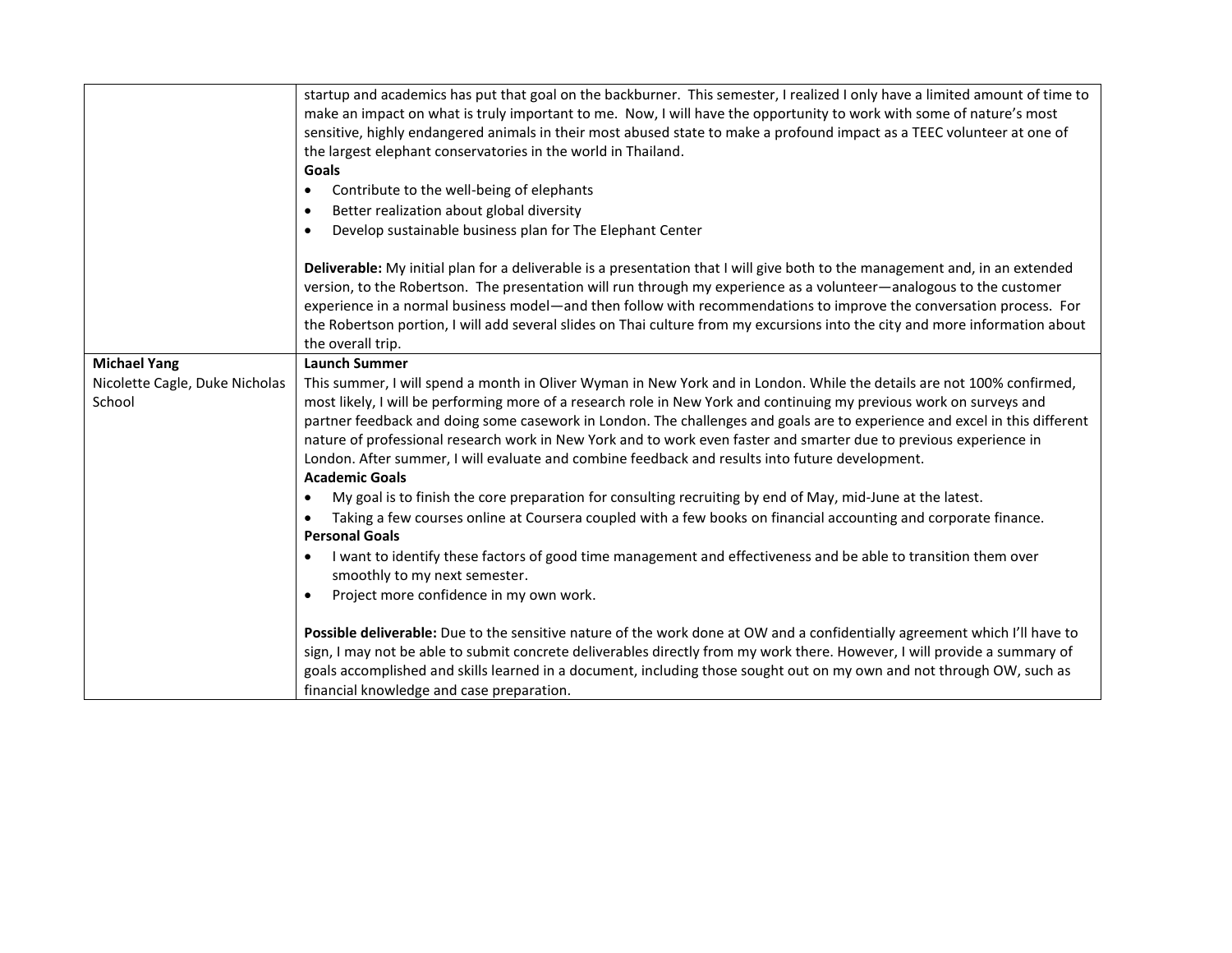| | |
|---|---|
| | startup and academics has put that goal on the backburner. This semester, I realized I only have a limited amount of time to make an impact on what is truly important to me. Now, I will have the opportunity to work with some of nature's most sensitive, highly endangered animals in their most abused state to make a profound impact as a TEEC volunteer at one of the largest elephant conservatories in the world in Thailand.<br>**Goals**<br>• Contribute to the well-being of elephants<br>• Better realization about global diversity<br>• Develop sustainable business plan for The Elephant Center<br><br>**Deliverable:** My initial plan for a deliverable is a presentation that I will give both to the management and, in an extended version, to the Robertson. The presentation will run through my experience as a volunteer—analogous to the customer experience in a normal business model—and then follow with recommendations to improve the conversation process. For the Robertson portion, I will add several slides on Thai culture from my excursions into the city and more information about the overall trip. |
| **Michael Yang**<br>Nicolette Cagle, Duke Nicholas School | **Launch Summer**<br>This summer, I will spend a month in Oliver Wyman in New York and in London. While the details are not 100% confirmed, most likely, I will be performing more of a research role in New York and continuing my previous work on surveys and partner feedback and doing some casework in London. The challenges and goals are to experience and excel in this different nature of professional research work in New York and to work even faster and smarter due to previous experience in London. After summer, I will evaluate and combine feedback and results into future development.<br>**Academic Goals**<br>• My goal is to finish the core preparation for consulting recruiting by end of May, mid-June at the latest.<br>• Taking a few courses online at Coursera coupled with a few books on financial accounting and corporate finance.<br>**Personal Goals**<br>• I want to identify these factors of good time management and effectiveness and be able to transition them over smoothly to my next semester.<br>• Project more confidence in my own work.<br><br>**Possible deliverable:** Due to the sensitive nature of the work done at OW and a confidentially agreement which I'll have to sign, I may not be able to submit concrete deliverables directly from my work there. However, I will provide a summary of goals accomplished and skills learned in a document, including those sought out on my own and not through OW, such as financial knowledge and case preparation. |